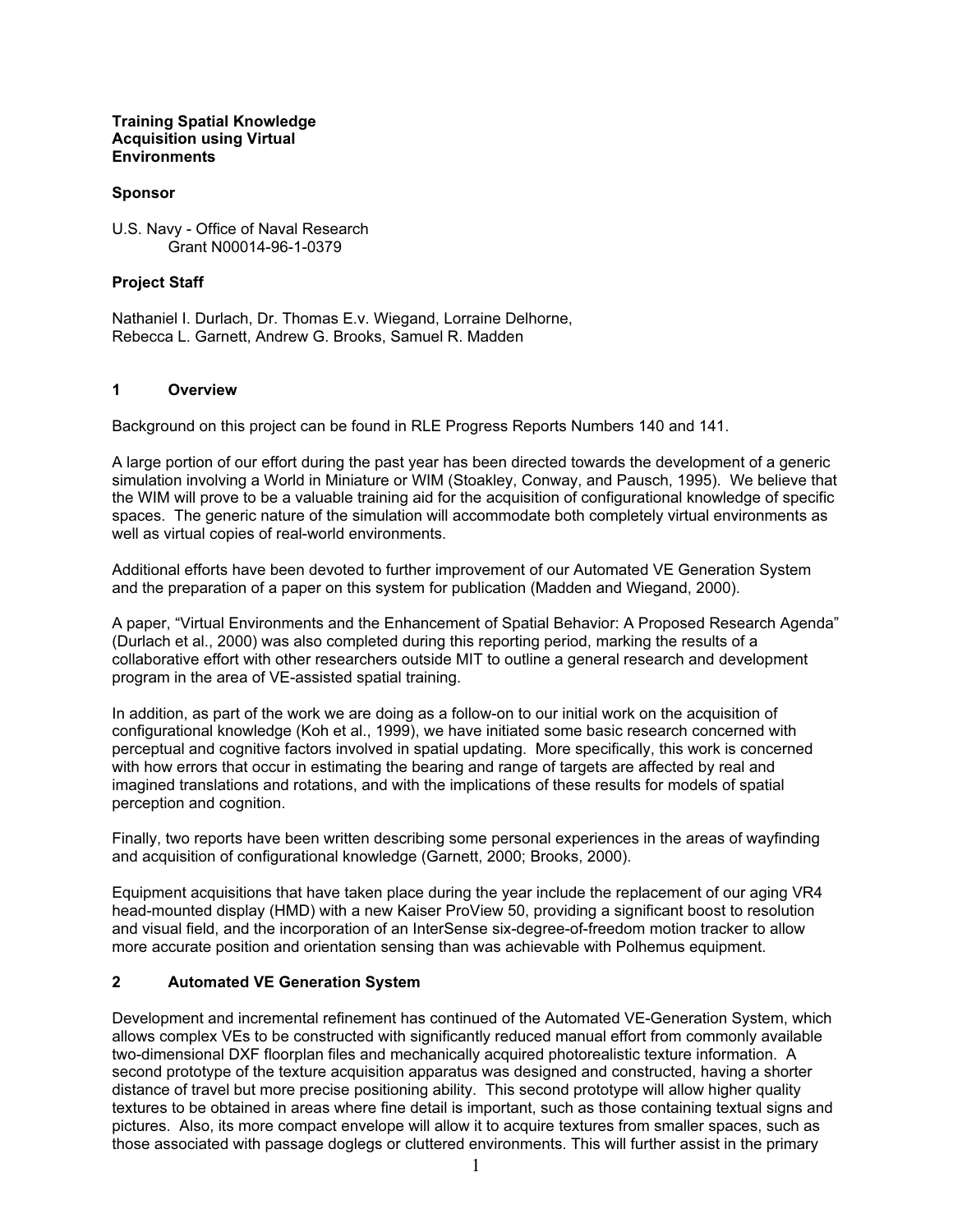**Training Spatial Knowledge Acquisition using Virtual Environments**

**Sponsor**

U.S. Navy - Office of Naval Research
Grant N00014-96-1-0379

**Project Staff**

Nathaniel I. Durlach, Dr. Thomas E.v. Wiegand, Lorraine Delhorne, Rebecca L. Garnett, Andrew G. Brooks, Samuel R. Madden

## 1 Overview

Background on this project can be found in RLE Progress Reports Numbers 140 and 141.

A large portion of our effort during the past year has been directed towards the development of a generic simulation involving a World in Miniature or WIM (Stoakley, Conway, and Pausch, 1995). We believe that the WIM will prove to be a valuable training aid for the acquisition of configurational knowledge of specific spaces. The generic nature of the simulation will accommodate both completely virtual environments as well as virtual copies of real-world environments.

Additional efforts have been devoted to further improvement of our Automated VE Generation System and the preparation of a paper on this system for publication (Madden and Wiegand, 2000).

A paper, "Virtual Environments and the Enhancement of Spatial Behavior: A Proposed Research Agenda" (Durlach et al., 2000) was also completed during this reporting period, marking the results of a collaborative effort with other researchers outside MIT to outline a general research and development program in the area of VE-assisted spatial training.

In addition, as part of the work we are doing as a follow-on to our initial work on the acquisition of configurational knowledge (Koh et al., 1999), we have initiated some basic research concerned with perceptual and cognitive factors involved in spatial updating. More specifically, this work is concerned with how errors that occur in estimating the bearing and range of targets are affected by real and imagined translations and rotations, and with the implications of these results for models of spatial perception and cognition.

Finally, two reports have been written describing some personal experiences in the areas of wayfinding and acquisition of configurational knowledge (Garnett, 2000; Brooks, 2000).

Equipment acquisitions that have taken place during the year include the replacement of our aging VR4 head-mounted display (HMD) with a new Kaiser ProView 50, providing a significant boost to resolution and visual field, and the incorporation of an InterSense six-degree-of-freedom motion tracker to allow more accurate position and orientation sensing than was achievable with Polhemus equipment.

## 2 Automated VE Generation System

Development and incremental refinement has continued of the Automated VE-Generation System, which allows complex VEs to be constructed with significantly reduced manual effort from commonly available two-dimensional DXF floorplan files and mechanically acquired photorealistic texture information. A second prototype of the texture acquisition apparatus was designed and constructed, having a shorter distance of travel but more precise positioning ability. This second prototype will allow higher quality textures to be obtained in areas where fine detail is important, such as those containing textual signs and pictures. Also, its more compact envelope will allow it to acquire textures from smaller spaces, such as those associated with passage doglegs or cluttered environments. This will further assist in the primary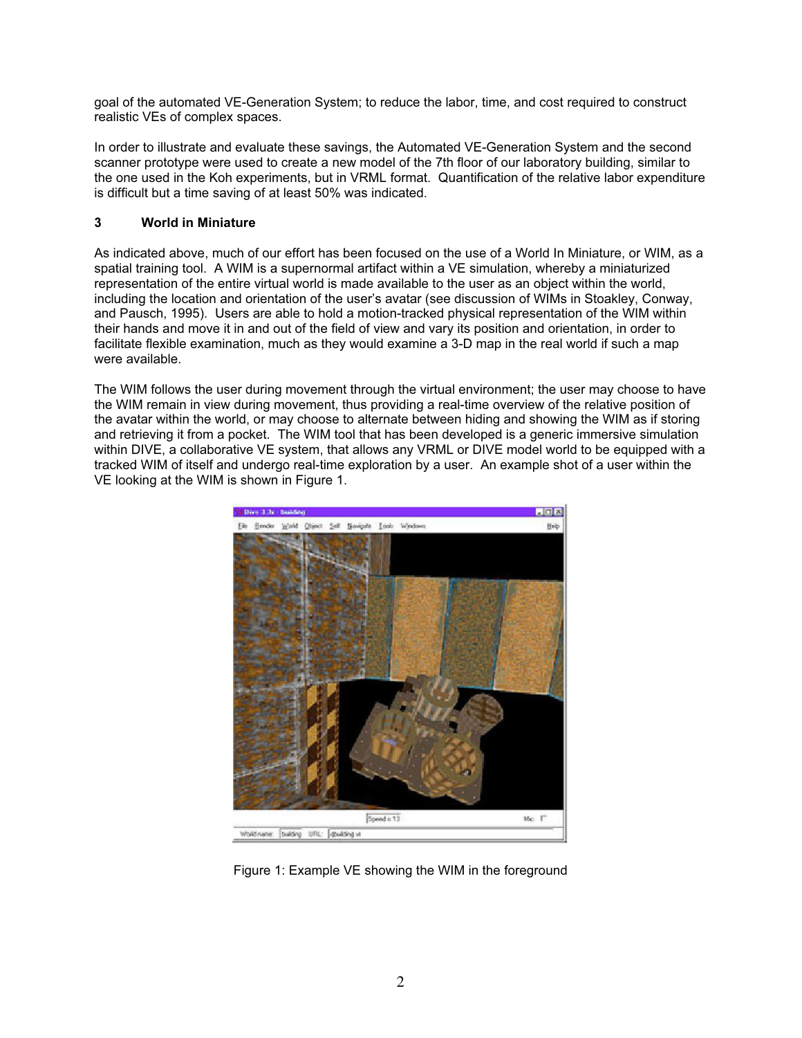goal of the automated VE-Generation System; to reduce the labor, time, and cost required to construct realistic VEs of complex spaces.

In order to illustrate and evaluate these savings, the Automated VE-Generation System and the second scanner prototype were used to create a new model of the 7th floor of our laboratory building, similar to the one used in the Koh experiments, but in VRML format. Quantification of the relative labor expenditure is difficult but a time saving of at least 50% was indicated.

## 3 World in Miniature

As indicated above, much of our effort has been focused on the use of a World In Miniature, or WIM, as a spatial training tool. A WIM is a supernormal artifact within a VE simulation, whereby a miniaturized representation of the entire virtual world is made available to the user as an object within the world, including the location and orientation of the user's avatar (see discussion of WIMs in Stoakley, Conway, and Pausch, 1995). Users are able to hold a motion-tracked physical representation of the WIM within their hands and move it in and out of the field of view and vary its position and orientation, in order to facilitate flexible examination, much as they would examine a 3-D map in the real world if such a map were available.

The WIM follows the user during movement through the virtual environment; the user may choose to have the WIM remain in view during movement, thus providing a real-time overview of the relative position of the avatar within the world, or may choose to alternate between hiding and showing the WIM as if storing and retrieving it from a pocket. The WIM tool that has been developed is a generic immersive simulation within DIVE, a collaborative VE system, that allows any VRML or DIVE model world to be equipped with a tracked WIM of itself and undergo real-time exploration by a user. An example shot of a user within the VE looking at the WIM is shown in Figure 1.

Figure 1: Example VE showing the WIM in the foreground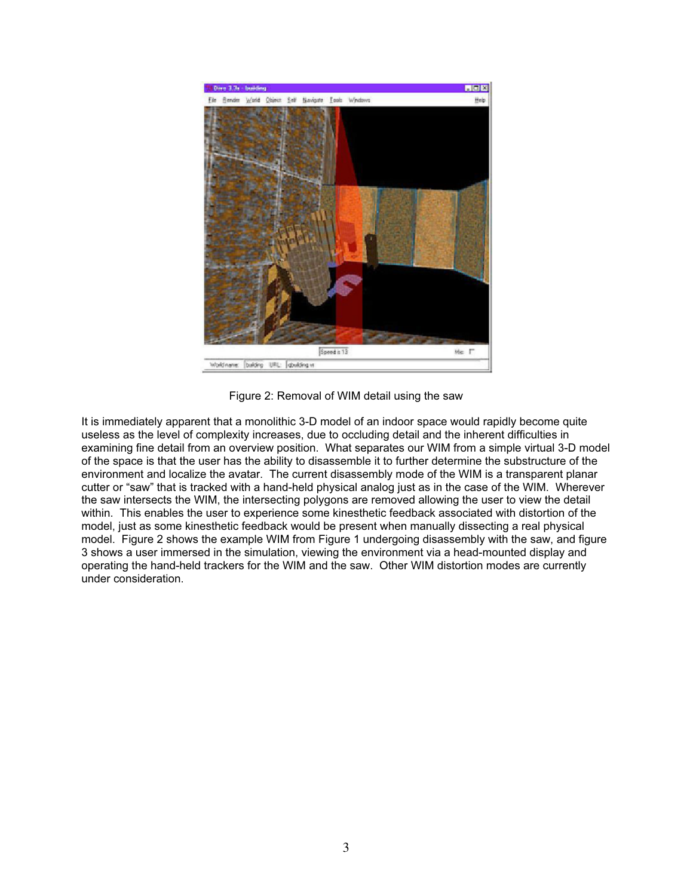Figure 2: Removal of WIM detail using the saw

It is immediately apparent that a monolithic 3-D model of an indoor space would rapidly become quite useless as the level of complexity increases, due to occluding detail and the inherent difficulties in examining fine detail from an overview position. What separates our WIM from a simple virtual 3-D model of the space is that the user has the ability to disassemble it to further determine the substructure of the environment and localize the avatar. The current disassembly mode of the WIM is a transparent planar cutter or "saw" that is tracked with a hand-held physical analog just as in the case of the WIM. Wherever the saw intersects the WIM, the intersecting polygons are removed allowing the user to view the detail within. This enables the user to experience some kinesthetic feedback associated with distortion of the model, just as some kinesthetic feedback would be present when manually dissecting a real physical model. Figure 2 shows the example WIM from Figure 1 undergoing disassembly with the saw, and figure 3 shows a user immersed in the simulation, viewing the environment via a head-mounted display and operating the hand-held trackers for the WIM and the saw. Other WIM distortion modes are currently under consideration.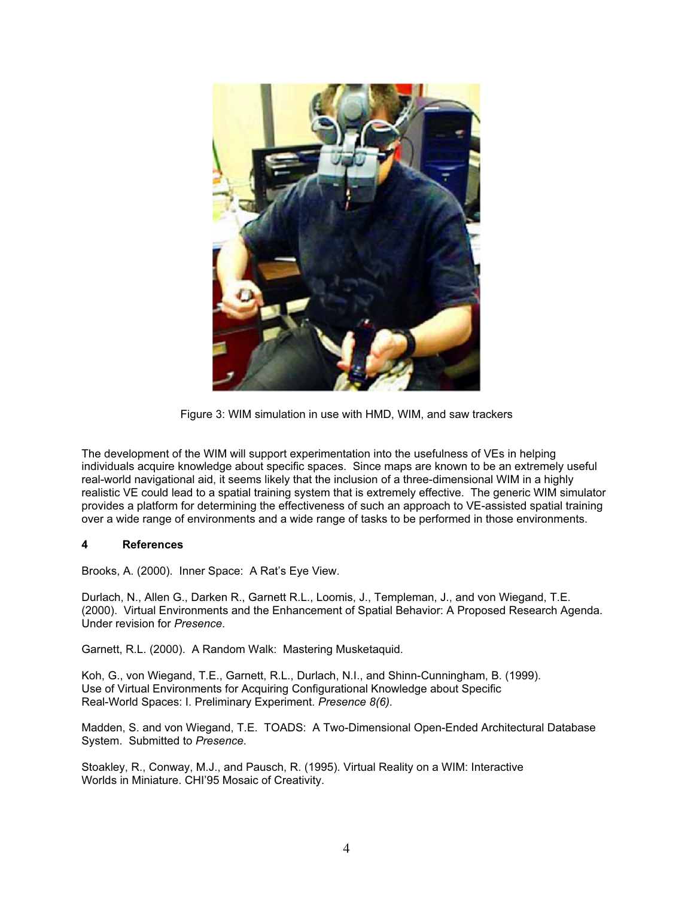Figure 3: WIM simulation in use with HMD, WIM, and saw trackers

The development of the WIM will support experimentation into the usefulness of VEs in helping individuals acquire knowledge about specific spaces. Since maps are known to be an extremely useful real-world navigational aid, it seems likely that the inclusion of a three-dimensional WIM in a highly realistic VE could lead to a spatial training system that is extremely effective. The generic WIM simulator provides a platform for determining the effectiveness of such an approach to VE-assisted spatial training over a wide range of environments and a wide range of tasks to be performed in those environments.

## 4 References

Brooks, A. (2000). Inner Space: A Rat's Eye View.

Durlach, N., Allen G., Darken R., Garnett R.L., Loomis, J., Templeman, J., and von Wiegand, T.E. (2000). Virtual Environments and the Enhancement of Spatial Behavior: A Proposed Research Agenda. Under revision for *Presence*.

Garnett, R.L. (2000). A Random Walk: Mastering Musketaquid.

Koh, G., von Wiegand, T.E., Garnett, R.L., Durlach, N.I., and Shinn-Cunningham, B. (1999). Use of Virtual Environments for Acquiring Configurational Knowledge about Specific Real-World Spaces: I. Preliminary Experiment. *Presence 8(6)*.

Madden, S. and von Wiegand, T.E. TOADS: A Two-Dimensional Open-Ended Architectural Database System. Submitted to *Presence*.

Stoakley, R., Conway, M.J., and Pausch, R. (1995). Virtual Reality on a WIM: Interactive Worlds in Miniature. CHI'95 Mosaic of Creativity.